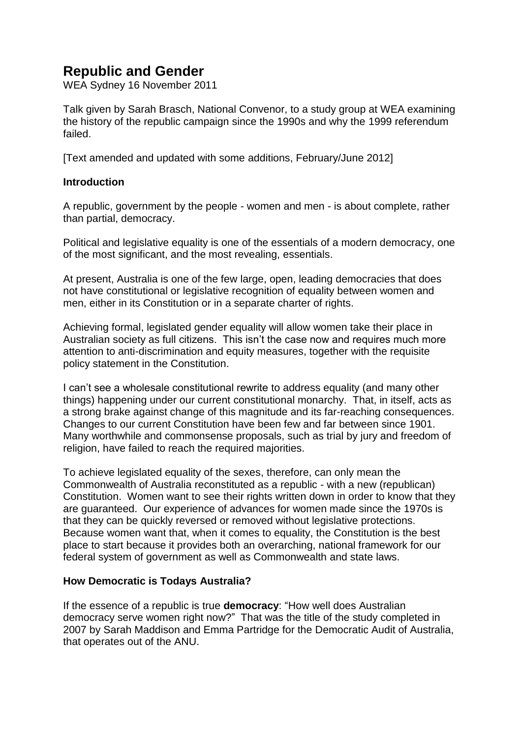# Republic and Gender

WEA Sydney 16 November 2011

Talk given by Sarah Brasch, National Convenor, to a study group at WEA examining the history of the republic campaign since the 1990s and why the 1999 referendum failed.

[Text amended and updated with some additions, February/June 2012]

### Introduction

A republic, government by the people - women and men - is about complete, rather than partial, democracy.

Political and legislative equality is one of the essentials of a modern democracy, one of the most significant, and the most revealing, essentials.

At present, Australia is one of the few large, open, leading democracies that does not have constitutional or legislative recognition of equality between women and men, either in its Constitution or in a separate charter of rights.

Achieving formal, legislated gender equality will allow women take their place in Australian society as full citizens. This isn't the case now and requires much more attention to anti-discrimination and equity measures, together with the requisite policy statement in the Constitution.

I can't see a wholesale constitutional rewrite to address equality (and many other things) happening under our current constitutional monarchy. That, in itself, acts as a strong brake against change of this magnitude and its far-reaching consequences. Changes to our current Constitution have been few and far between since 1901. Many worthwhile and commonsense proposals, such as trial by jury and freedom of religion, have failed to reach the required majorities.

To achieve legislated equality of the sexes, therefore, can only mean the Commonwealth of Australia reconstituted as a republic - with a new (republican) Constitution. Women want to see their rights written down in order to know that they are guaranteed. Our experience of advances for women made since the 1970s is that they can be quickly reversed or removed without legislative protections. Because women want that, when it comes to equality, the Constitution is the best place to start because it provides both an overarching, national framework for our federal system of government as well as Commonwealth and state laws.

### How Democratic is Todays Australia?

If the essence of a republic is true **democracy**: "How well does Australian democracy serve women right now?" That was the title of the study completed in 2007 by Sarah Maddison and Emma Partridge for the Democratic Audit of Australia, that operates out of the ANU.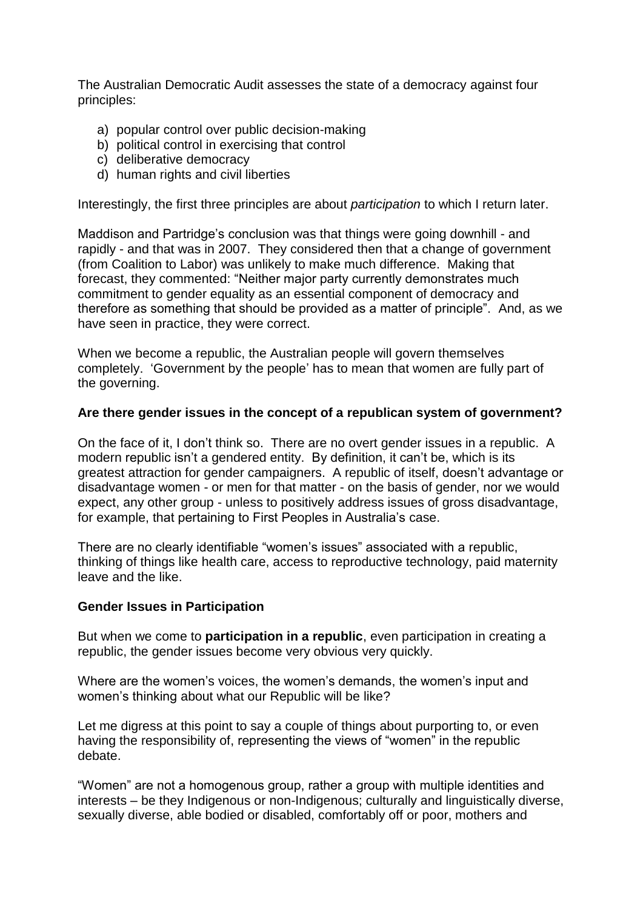The Australian Democratic Audit assesses the state of a democracy against four principles:

a) popular control over public decision-making
b) political control in exercising that control
c) deliberative democracy
d) human rights and civil liberties

Interestingly, the first three principles are about *participation* to which I return later.

Maddison and Partridge's conclusion was that things were going downhill - and rapidly - and that was in 2007. They considered then that a change of government (from Coalition to Labor) was unlikely to make much difference. Making that forecast, they commented: "Neither major party currently demonstrates much commitment to gender equality as an essential component of democracy and therefore as something that should be provided as a matter of principle". And, as we have seen in practice, they were correct.

When we become a republic, the Australian people will govern themselves completely. 'Government by the people' has to mean that women are fully part of the governing.

**Are there gender issues in the concept of a republican system of government?**

On the face of it, I don't think so. There are no overt gender issues in a republic. A modern republic isn't a gendered entity. By definition, it can't be, which is its greatest attraction for gender campaigners. A republic of itself, doesn't advantage or disadvantage women - or men for that matter - on the basis of gender, nor we would expect, any other group - unless to positively address issues of gross disadvantage, for example, that pertaining to First Peoples in Australia's case.

There are no clearly identifiable "women's issues" associated with a republic, thinking of things like health care, access to reproductive technology, paid maternity leave and the like.

**Gender Issues in Participation**

But when we come to **participation in a republic**, even participation in creating a republic, the gender issues become very obvious very quickly.

Where are the women's voices, the women's demands, the women's input and women's thinking about what our Republic will be like?

Let me digress at this point to say a couple of things about purporting to, or even having the responsibility of, representing the views of "women" in the republic debate.

"Women" are not a homogenous group, rather a group with multiple identities and interests – be they Indigenous or non-Indigenous; culturally and linguistically diverse, sexually diverse, able bodied or disabled, comfortably off or poor, mothers and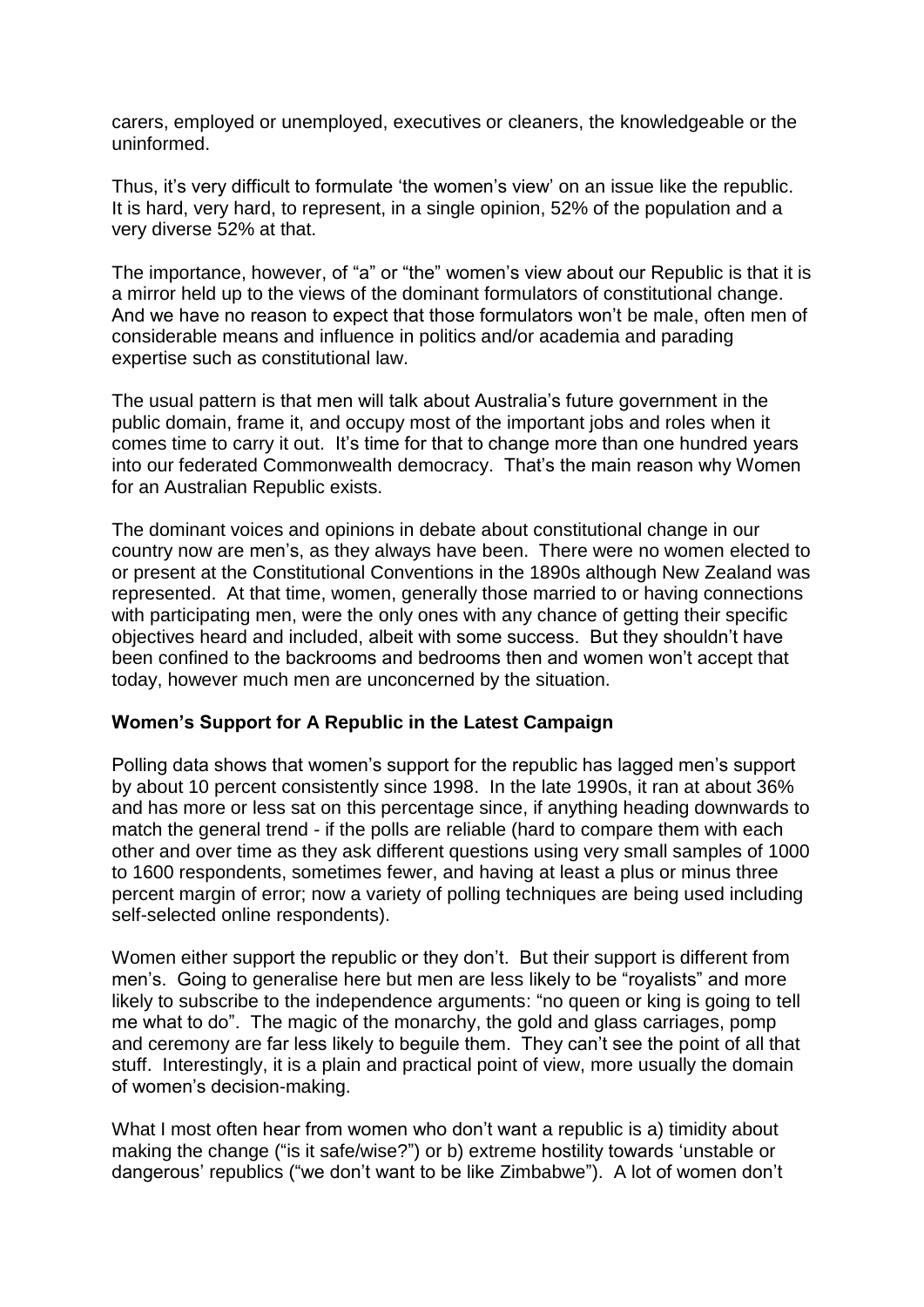carers, employed or unemployed, executives or cleaners, the knowledgeable or the uninformed.

Thus, it's very difficult to formulate 'the women's view' on an issue like the republic. It is hard, very hard, to represent, in a single opinion, 52% of the population and a very diverse 52% at that.

The importance, however, of "a" or "the" women's view about our Republic is that it is a mirror held up to the views of the dominant formulators of constitutional change. And we have no reason to expect that those formulators won't be male, often men of considerable means and influence in politics and/or academia and parading expertise such as constitutional law.

The usual pattern is that men will talk about Australia's future government in the public domain, frame it, and occupy most of the important jobs and roles when it comes time to carry it out. It's time for that to change more than one hundred years into our federated Commonwealth democracy. That's the main reason why Women for an Australian Republic exists.

The dominant voices and opinions in debate about constitutional change in our country now are men's, as they always have been. There were no women elected to or present at the Constitutional Conventions in the 1890s although New Zealand was represented. At that time, women, generally those married to or having connections with participating men, were the only ones with any chance of getting their specific objectives heard and included, albeit with some success. But they shouldn't have been confined to the backrooms and bedrooms then and women won't accept that today, however much men are unconcerned by the situation.

## Women's Support for A Republic in the Latest Campaign

Polling data shows that women's support for the republic has lagged men's support by about 10 percent consistently since 1998. In the late 1990s, it ran at about 36% and has more or less sat on this percentage since, if anything heading downwards to match the general trend - if the polls are reliable (hard to compare them with each other and over time as they ask different questions using very small samples of 1000 to 1600 respondents, sometimes fewer, and having at least a plus or minus three percent margin of error; now a variety of polling techniques are being used including self-selected online respondents).

Women either support the republic or they don't. But their support is different from men's. Going to generalise here but men are less likely to be "royalists" and more likely to subscribe to the independence arguments: "no queen or king is going to tell me what to do". The magic of the monarchy, the gold and glass carriages, pomp and ceremony are far less likely to beguile them. They can't see the point of all that stuff. Interestingly, it is a plain and practical point of view, more usually the domain of women's decision-making.

What I most often hear from women who don't want a republic is a) timidity about making the change ("is it safe/wise?") or b) extreme hostility towards 'unstable or dangerous' republics ("we don't want to be like Zimbabwe"). A lot of women don't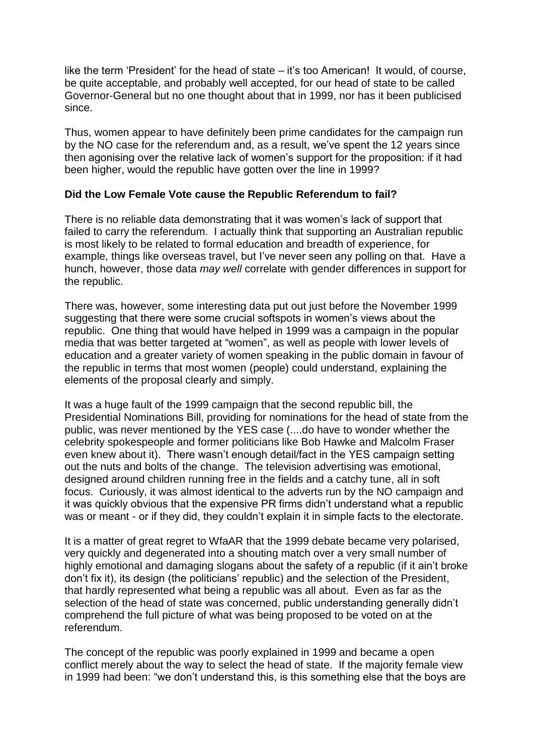like the term 'President' for the head of state – it's too American! It would, of course, be quite acceptable, and probably well accepted, for our head of state to be called Governor-General but no one thought about that in 1999, nor has it been publicised since.

Thus, women appear to have definitely been prime candidates for the campaign run by the NO case for the referendum and, as a result, we've spent the 12 years since then agonising over the relative lack of women's support for the proposition: if it had been higher, would the republic have gotten over the line in 1999?

**Did the Low Female Vote cause the Republic Referendum to fail?**

There is no reliable data demonstrating that it was women's lack of support that failed to carry the referendum. I actually think that supporting an Australian republic is most likely to be related to formal education and breadth of experience, for example, things like overseas travel, but I've never seen any polling on that. Have a hunch, however, those data *may well* correlate with gender differences in support for the republic.

There was, however, some interesting data put out just before the November 1999 suggesting that there were some crucial softspots in women's views about the republic. One thing that would have helped in 1999 was a campaign in the popular media that was better targeted at "women", as well as people with lower levels of education and a greater variety of women speaking in the public domain in favour of the republic in terms that most women (people) could understand, explaining the elements of the proposal clearly and simply.

It was a huge fault of the 1999 campaign that the second republic bill, the Presidential Nominations Bill, providing for nominations for the head of state from the public, was never mentioned by the YES case (....do have to wonder whether the celebrity spokespeople and former politicians like Bob Hawke and Malcolm Fraser even knew about it). There wasn't enough detail/fact in the YES campaign setting out the nuts and bolts of the change. The television advertising was emotional, designed around children running free in the fields and a catchy tune, all in soft focus. Curiously, it was almost identical to the adverts run by the NO campaign and it was quickly obvious that the expensive PR firms didn't understand what a republic was or meant - or if they did, they couldn't explain it in simple facts to the electorate.

It is a matter of great regret to WfaAR that the 1999 debate became very polarised, very quickly and degenerated into a shouting match over a very small number of highly emotional and damaging slogans about the safety of a republic (if it ain't broke don't fix it), its design (the politicians' republic) and the selection of the President, that hardly represented what being a republic was all about. Even as far as the selection of the head of state was concerned, public understanding generally didn't comprehend the full picture of what was being proposed to be voted on at the referendum.

The concept of the republic was poorly explained in 1999 and became a open conflict merely about the way to select the head of state. If the majority female view in 1999 had been: "we don't understand this, is this something else that the boys are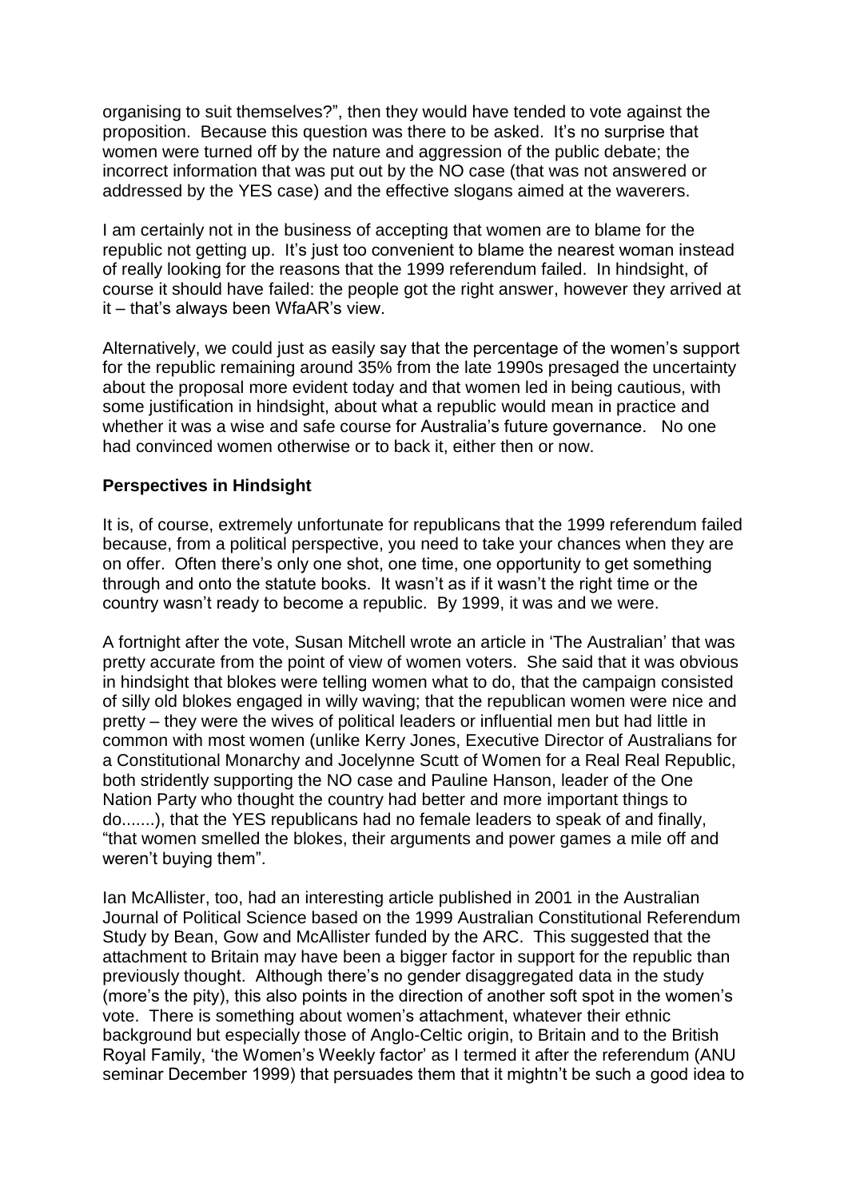organising to suit themselves?", then they would have tended to vote against the proposition. Because this question was there to be asked. It's no surprise that women were turned off by the nature and aggression of the public debate; the incorrect information that was put out by the NO case (that was not answered or addressed by the YES case) and the effective slogans aimed at the waverers.

I am certainly not in the business of accepting that women are to blame for the republic not getting up. It's just too convenient to blame the nearest woman instead of really looking for the reasons that the 1999 referendum failed. In hindsight, of course it should have failed: the people got the right answer, however they arrived at it – that's always been WfaAR's view.

Alternatively, we could just as easily say that the percentage of the women's support for the republic remaining around 35% from the late 1990s presaged the uncertainty about the proposal more evident today and that women led in being cautious, with some justification in hindsight, about what a republic would mean in practice and whether it was a wise and safe course for Australia's future governance. No one had convinced women otherwise or to back it, either then or now.

**Perspectives in Hindsight**

It is, of course, extremely unfortunate for republicans that the 1999 referendum failed because, from a political perspective, you need to take your chances when they are on offer. Often there's only one shot, one time, one opportunity to get something through and onto the statute books. It wasn't as if it wasn't the right time or the country wasn't ready to become a republic. By 1999, it was and we were.

A fortnight after the vote, Susan Mitchell wrote an article in 'The Australian' that was pretty accurate from the point of view of women voters. She said that it was obvious in hindsight that blokes were telling women what to do, that the campaign consisted of silly old blokes engaged in willy waving; that the republican women were nice and pretty – they were the wives of political leaders or influential men but had little in common with most women (unlike Kerry Jones, Executive Director of Australians for a Constitutional Monarchy and Jocelynne Scutt of Women for a Real Real Republic, both stridently supporting the NO case and Pauline Hanson, leader of the One Nation Party who thought the country had better and more important things to do.......), that the YES republicans had no female leaders to speak of and finally, "that women smelled the blokes, their arguments and power games a mile off and weren't buying them".

Ian McAllister, too, had an interesting article published in 2001 in the Australian Journal of Political Science based on the 1999 Australian Constitutional Referendum Study by Bean, Gow and McAllister funded by the ARC. This suggested that the attachment to Britain may have been a bigger factor in support for the republic than previously thought. Although there's no gender disaggregated data in the study (more's the pity), this also points in the direction of another soft spot in the women's vote. There is something about women's attachment, whatever their ethnic background but especially those of Anglo-Celtic origin, to Britain and to the British Royal Family, 'the Women's Weekly factor' as I termed it after the referendum (ANU seminar December 1999) that persuades them that it mightn't be such a good idea to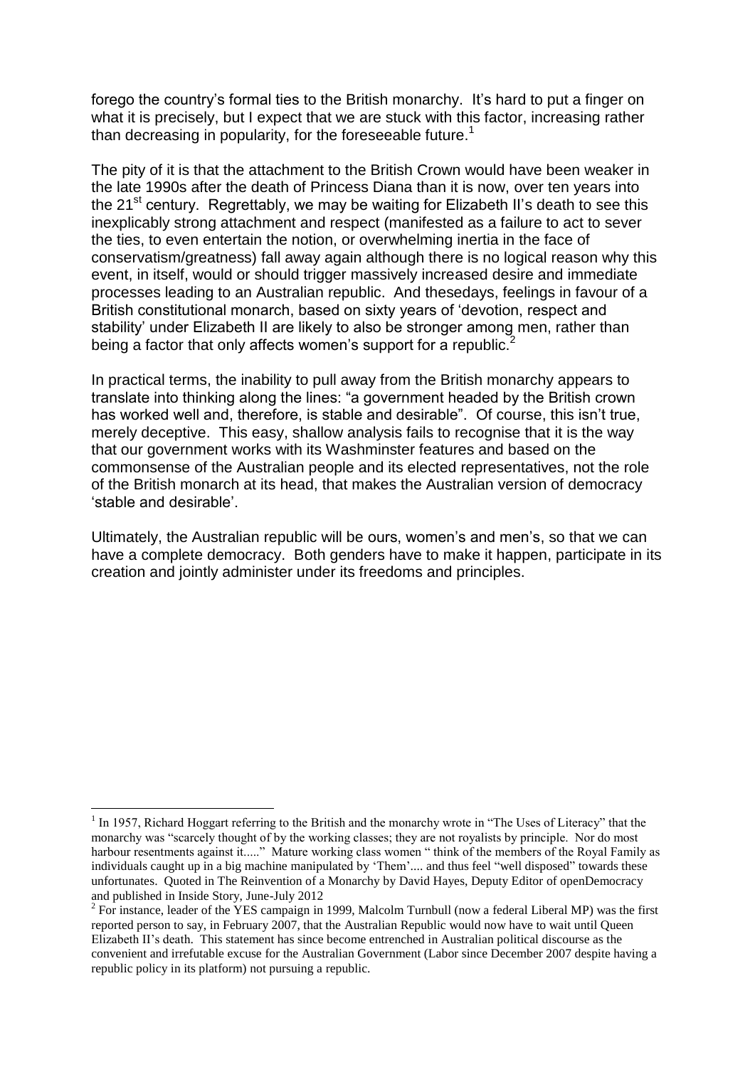forego the country's formal ties to the British monarchy. It's hard to put a finger on what it is precisely, but I expect that we are stuck with this factor, increasing rather than decreasing in popularity, for the foreseeable future.[1]

The pity of it is that the attachment to the British Crown would have been weaker in the late 1990s after the death of Princess Diana than it is now, over ten years into the 21st century. Regrettably, we may be waiting for Elizabeth II's death to see this inexplicably strong attachment and respect (manifested as a failure to act to sever the ties, to even entertain the notion, or overwhelming inertia in the face of conservatism/greatness) fall away again although there is no logical reason why this event, in itself, would or should trigger massively increased desire and immediate processes leading to an Australian republic. And thesedays, feelings in favour of a British constitutional monarch, based on sixty years of 'devotion, respect and stability' under Elizabeth II are likely to also be stronger among men, rather than being a factor that only affects women's support for a republic.[2]

In practical terms, the inability to pull away from the British monarchy appears to translate into thinking along the lines: "a government headed by the British crown has worked well and, therefore, is stable and desirable". Of course, this isn't true, merely deceptive. This easy, shallow analysis fails to recognise that it is the way that our government works with its Washminster features and based on the commonsense of the Australian people and its elected representatives, not the role of the British monarch at its head, that makes the Australian version of democracy 'stable and desirable'.

Ultimately, the Australian republic will be ours, women's and men's, so that we can have a complete democracy. Both genders have to make it happen, participate in its creation and jointly administer under its freedoms and principles.

---

[1] In 1957, Richard Hoggart referring to the British and the monarchy wrote in "The Uses of Literacy" that the monarchy was "scarcely thought of by the working classes; they are not royalists by principle. Nor do most harbour resentments against it....." Mature working class women " think of the members of the Royal Family as individuals caught up in a big machine manipulated by 'Them'.... and thus feel "well disposed" towards these unfortunates. Quoted in The Reinvention of a Monarchy by David Hayes, Deputy Editor of openDemocracy and published in Inside Story, June-July 2012

[2] For instance, leader of the YES campaign in 1999, Malcolm Turnbull (now a federal Liberal MP) was the first reported person to say, in February 2007, that the Australian Republic would now have to wait until Queen Elizabeth II's death. This statement has since become entrenched in Australian political discourse as the convenient and irrefutable excuse for the Australian Government (Labor since December 2007 despite having a republic policy in its platform) not pursuing a republic.